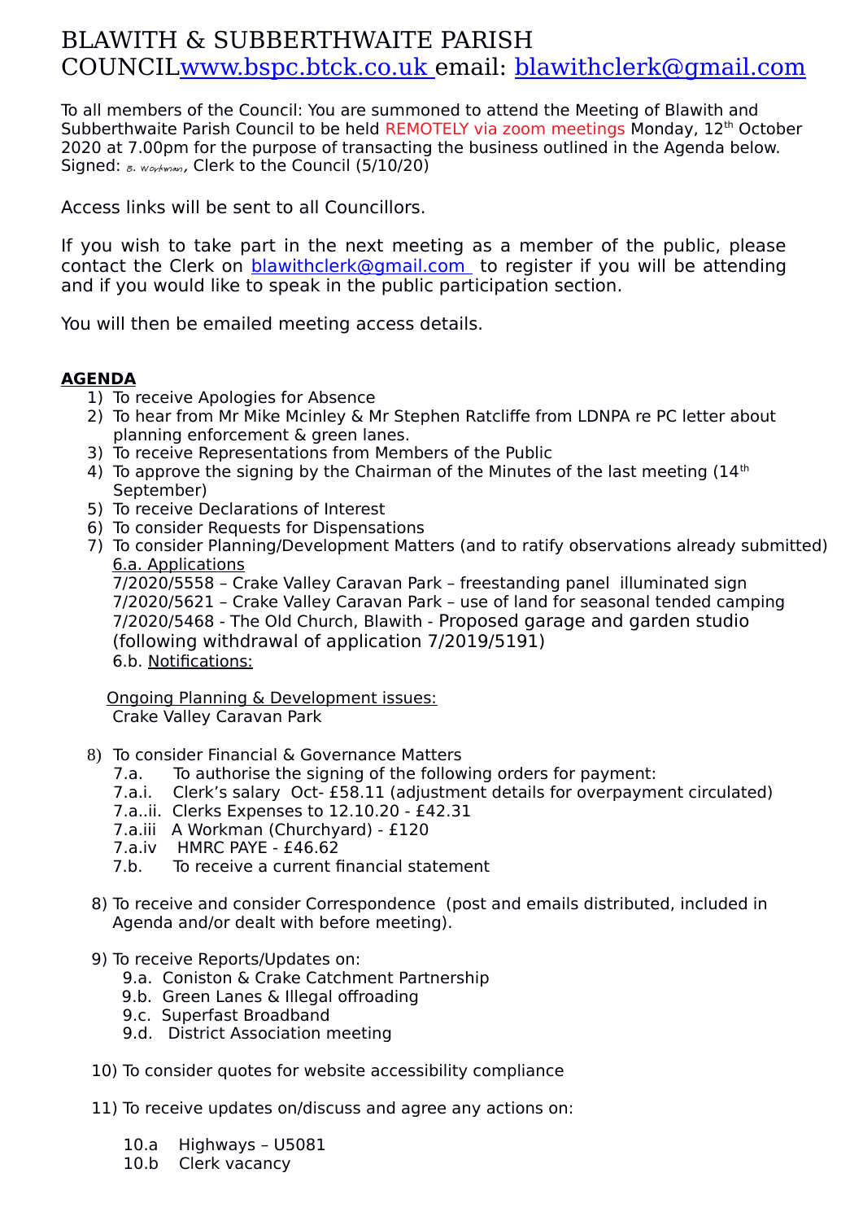# BLAWITH & SUBBERTHWAITE PARISH COUNCILwww.bspc.btck.co.uk email: blawithclerk@gmail.com

To all members of the Council: You are summoned to attend the Meeting of Blawith and Subberthwaite Parish Council to be held REMOTELY via zoom meetings Monday, 12th October 2020 at 7.00pm for the purpose of transacting the business outlined in the Agenda below. Signed: B. Workman, Clerk to the Council (5/10/20)

Access links will be sent to all Councillors.

If you wish to take part in the next meeting as a member of the public, please contact the Clerk on blawithclerk@gmail.com to register if you will be attending and if you would like to speak in the public participation section.

You will then be emailed meeting access details.

**AGENDA**

1) To receive Apologies for Absence
2) To hear from Mr Mike Mcinley & Mr Stephen Ratcliffe from LDNPA re PC letter about planning enforcement & green lanes.
3) To receive Representations from Members of the Public
4) To approve the signing by the Chairman of the Minutes of the last meeting (14th September)
5) To receive Declarations of Interest
6) To consider Requests for Dispensations
7) To consider Planning/Development Matters (and to ratify observations already submitted)
   6.a. Applications
   7/2020/5558 – Crake Valley Caravan Park – freestanding panel illuminated sign
   7/2020/5621 – Crake Valley Caravan Park – use of land for seasonal tended camping
   7/2020/5468 - The Old Church, Blawith - Proposed garage and garden studio (following withdrawal of application 7/2019/5191)
   6.b. Notifications:

   Ongoing Planning & Development issues:
   Crake Valley Caravan Park

8) To consider Financial & Governance Matters
   7.a. To authorise the signing of the following orders for payment:
   7.a.i. Clerk's salary Oct- £58.11 (adjustment details for overpayment circulated)
   7.a..ii. Clerks Expenses to 12.10.20 - £42.31
   7.a.iii A Workman (Churchyard) - £120
   7.a.iv HMRC PAYE - £46.62
   7.b. To receive a current financial statement

8) To receive and consider Correspondence (post and emails distributed, included in Agenda and/or dealt with before meeting).

9) To receive Reports/Updates on:
   9.a. Coniston & Crake Catchment Partnership
   9.b. Green Lanes & Illegal offroading
   9.c. Superfast Broadband
   9.d. District Association meeting

10) To consider quotes for website accessibility compliance

11) To receive updates on/discuss and agree any actions on:

   10.a Highways – U5081
   10.b Clerk vacancy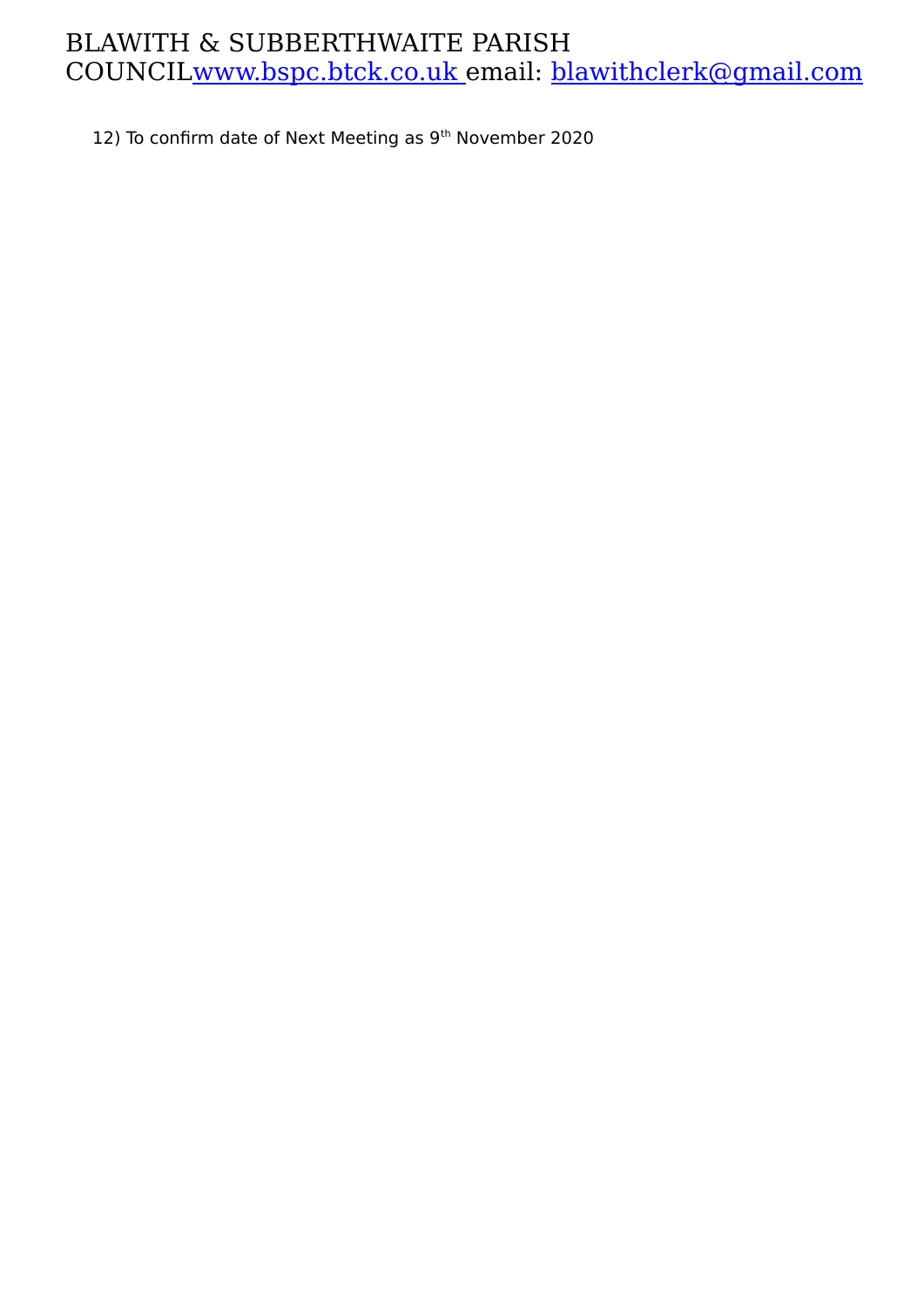12) To confirm date of Next Meeting as 9th November 2020